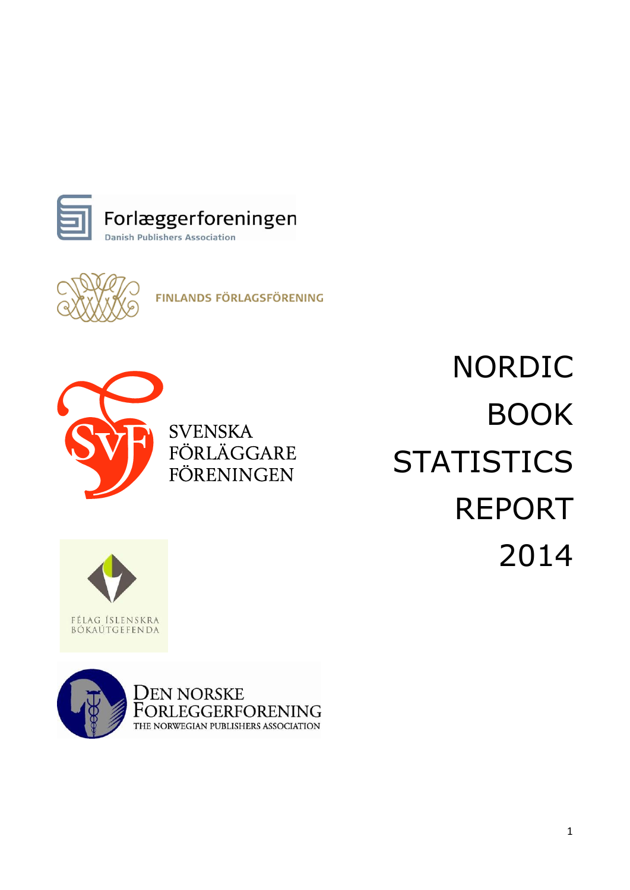Forlæggerforeningen
Danish Publishers Association

FINLANDS FÖRLAGSFÖRENING

SVENSKA FÖRLÄGGARE FÖRENINGEN

FÉLAG ÍSLENSKRA BÓKAÚTGEFENDA

DEN NORSKE FORLEGGERFORENING
THE NORWEGIAN PUBLISHERS ASSOCIATION

# NORDIC BOOK STATISTICS REPORT 2014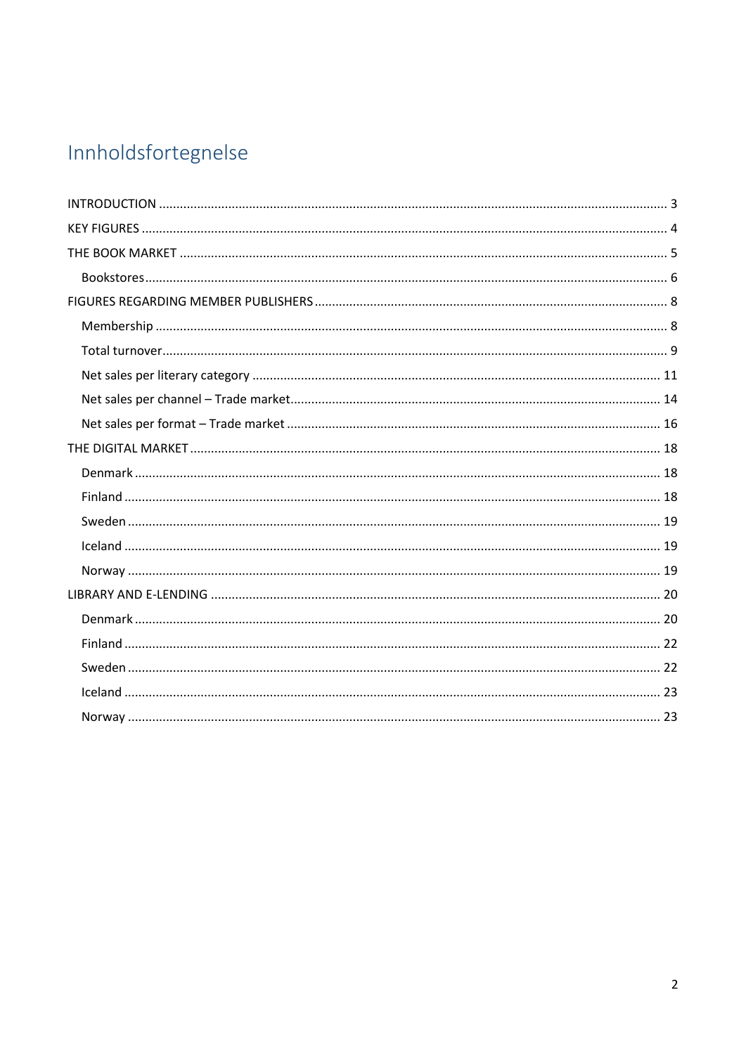# Innholdsfortegnelse

INTRODUCTION ..... 3
KEY FIGURES ..... 4
THE BOOK MARKET ..... 5
- Bookstores ..... 6

FIGURES REGARDING MEMBER PUBLISHERS ..... 8
- Membership ..... 8
- Total turnover ..... 9
- Net sales per literary category ..... 11
- Net sales per channel – Trade market ..... 14
- Net sales per format – Trade market ..... 16

THE DIGITAL MARKET ..... 18
- Denmark ..... 18
- Finland ..... 18
- Sweden ..... 19
- Iceland ..... 19
- Norway ..... 19

LIBRARY AND E-LENDING ..... 20
- Denmark ..... 20
- Finland ..... 22
- Sweden ..... 22
- Iceland ..... 23
- Norway ..... 23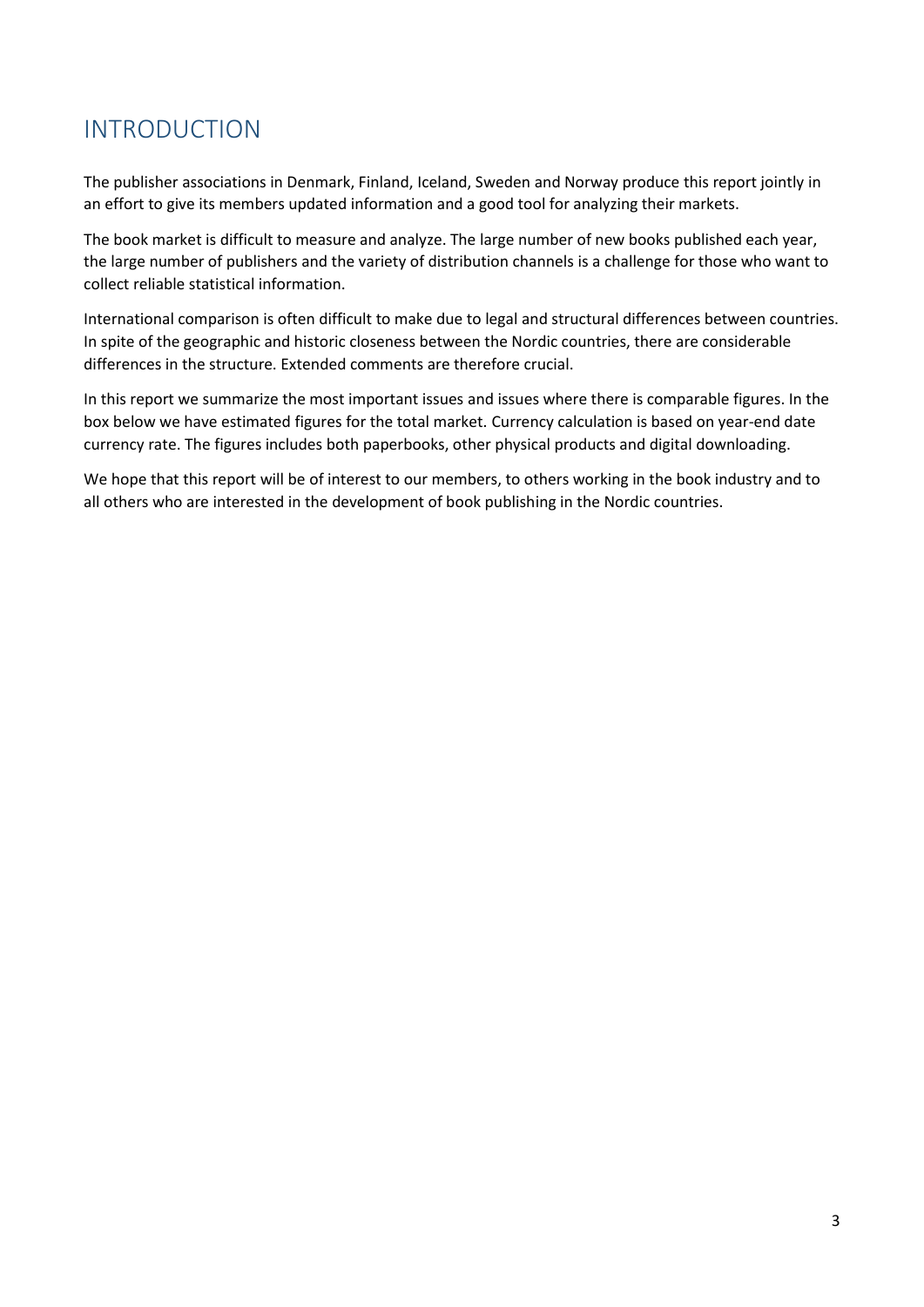# INTRODUCTION

The publisher associations in Denmark, Finland, Iceland, Sweden and Norway produce this report jointly in an effort to give its members updated information and a good tool for analyzing their markets.

The book market is difficult to measure and analyze. The large number of new books published each year, the large number of publishers and the variety of distribution channels is a challenge for those who want to collect reliable statistical information.

International comparison is often difficult to make due to legal and structural differences between countries. In spite of the geographic and historic closeness between the Nordic countries, there are considerable differences in the structure. Extended comments are therefore crucial.

In this report we summarize the most important issues and issues where there is comparable figures. In the box below we have estimated figures for the total market. Currency calculation is based on year-end date currency rate. The figures includes both paperbooks, other physical products and digital downloading.

We hope that this report will be of interest to our members, to others working in the book industry and to all others who are interested in the development of book publishing in the Nordic countries.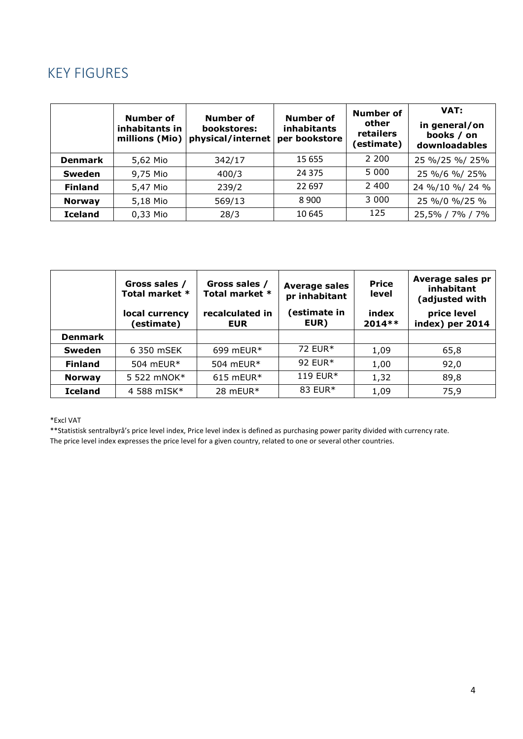# KEY FIGURES

| | Number of inhabitants in millions (Mio) | Number of bookstores: physical/internet | Number of inhabitants per bookstore | Number of other retailers (estimate) | VAT: in general/on books / on downloadables |
|---|---|---|---|---|---|
| **Denmark** | 5,62 Mio | 342/17 | 15 655 | 2 200 | 25 %/25 %/ 25% |
| **Sweden** | 9,75 Mio | 400/3 | 24 375 | 5 000 | 25 %/6 %/ 25% |
| **Finland** | 5,47 Mio | 239/2 | 22 697 | 2 400 | 24 %/10 %/ 24 % |
| **Norway** | 5,18 Mio | 569/13 | 8 900 | 3 000 | 25 %/0 %/25 % |
| **Iceland** | 0,33 Mio | 28/3 | 10 645 | 125 | 25,5% / 7% / 7% |

| | Gross sales / Total market * local currency (estimate) | Gross sales / Total market * recalculated in EUR | Average sales pr inhabitant (estimate in EUR) | Price level index 2014** | Average sales pr inhabitant (adjusted with price level index) per 2014 |
|---|---|---|---|---|---|
| **Denmark** | | | | | |
| **Sweden** | 6 350 mSEK | 699 mEUR* | 72 EUR* | 1,09 | 65,8 |
| **Finland** | 504 mEUR* | 504 mEUR* | 92 EUR* | 1,00 | 92,0 |
| **Norway** | 5 522 mNOK* | 615 mEUR* | 119 EUR* | 1,32 | 89,8 |
| **Iceland** | 4 588 mISK* | 28 mEUR* | 83 EUR* | 1,09 | 75,9 |

*Excl VAT

**Statistisk sentralbyrå's price level index, Price level index is defined as purchasing power parity divided with currency rate. The price level index expresses the price level for a given country, related to one or several other countries.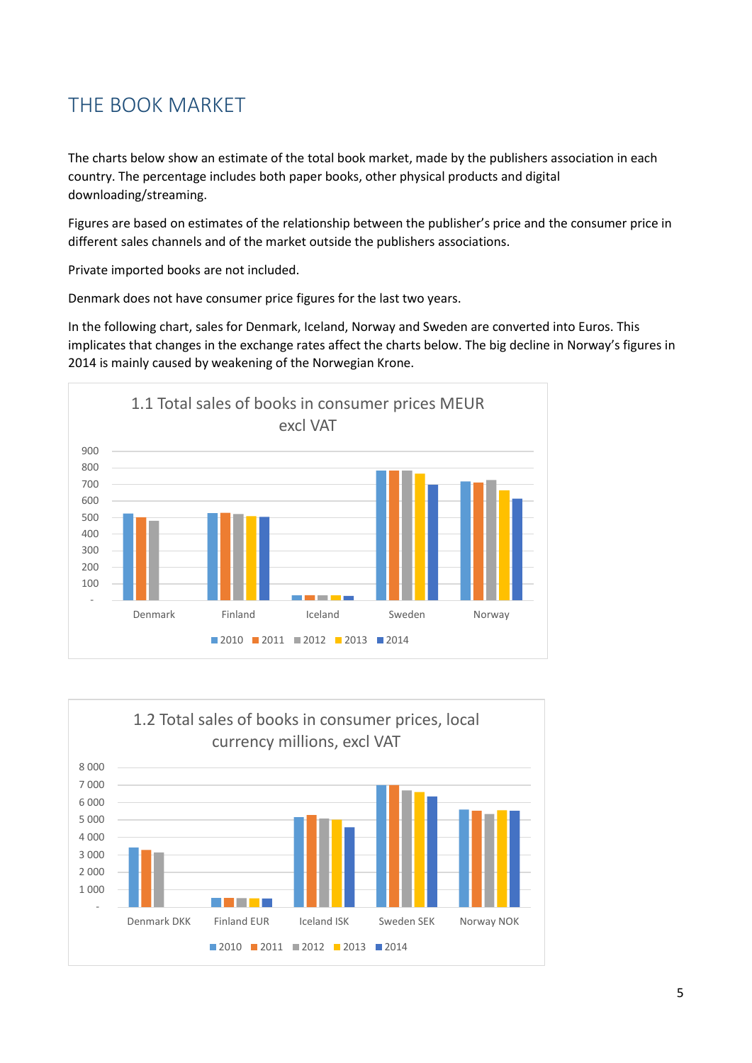# THE BOOK MARKET

The charts below show an estimate of the total book market, made by the publishers association in each country. The percentage includes both paper books, other physical products and digital downloading/streaming.

Figures are based on estimates of the relationship between the publisher's price and the consumer price in different sales channels and of the market outside the publishers associations.

Private imported books are not included.

Denmark does not have consumer price figures for the last two years.

In the following chart, sales for Denmark, Iceland, Norway and Sweden are converted into Euros. This implicates that changes in the exchange rates affect the charts below. The big decline in Norway's figures in 2014 is mainly caused by weakening of the Norwegian Krone.

1.1 Total sales of books in consumer prices MEUR excl VAT

1.2 Total sales of books in consumer prices, local currency millions, excl VAT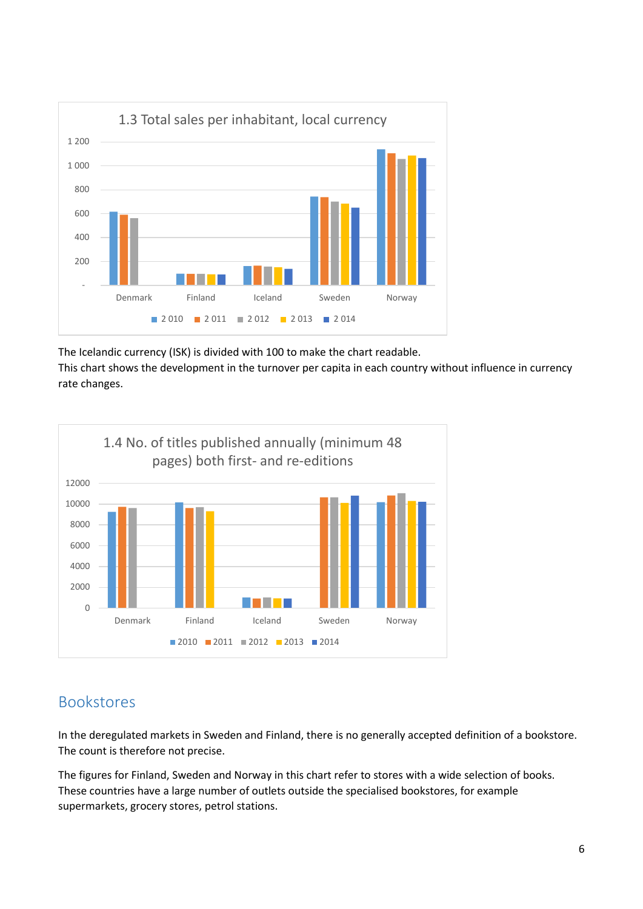1.3 Total sales per inhabitant, local currency

The Icelandic currency (ISK) is divided with 100 to make the chart readable.
This chart shows the development in the turnover per capita in each country without influence in currency rate changes.

1.4 No. of titles published annually (minimum 48 pages) both first- and re-editions

## Bookstores

In the deregulated markets in Sweden and Finland, there is no generally accepted definition of a bookstore. The count is therefore not precise.

The figures for Finland, Sweden and Norway in this chart refer to stores with a wide selection of books. These countries have a large number of outlets outside the specialised bookstores, for example supermarkets, grocery stores, petrol stations.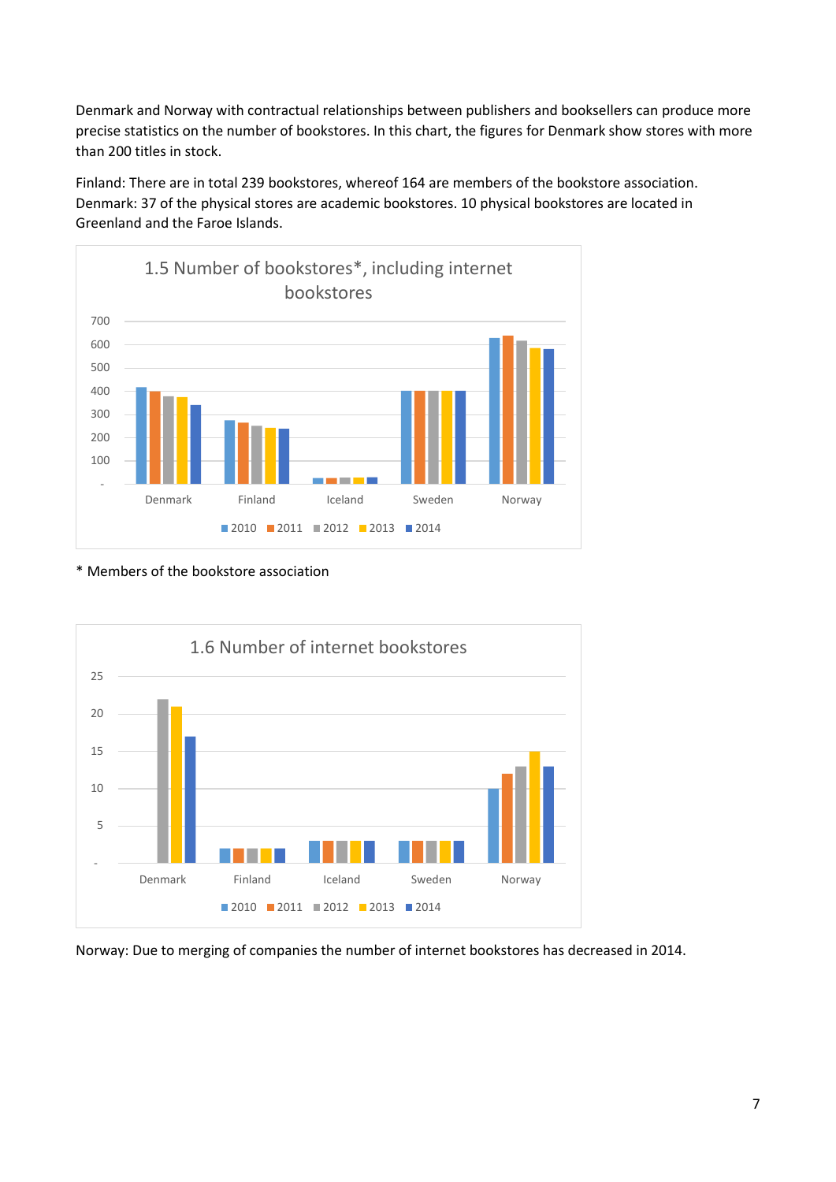Denmark and Norway with contractual relationships between publishers and booksellers can produce more precise statistics on the number of bookstores. In this chart, the figures for Denmark show stores with more than 200 titles in stock.

Finland: There are in total 239 bookstores, whereof 164 are members of the bookstore association.
Denmark: 37 of the physical stores are academic bookstores. 10 physical bookstores are located in Greenland and the Faroe Islands.

1.5 Number of bookstores*, including internet bookstores

* Members of the bookstore association

1.6 Number of internet bookstores

Norway: Due to merging of companies the number of internet bookstores has decreased in 2014.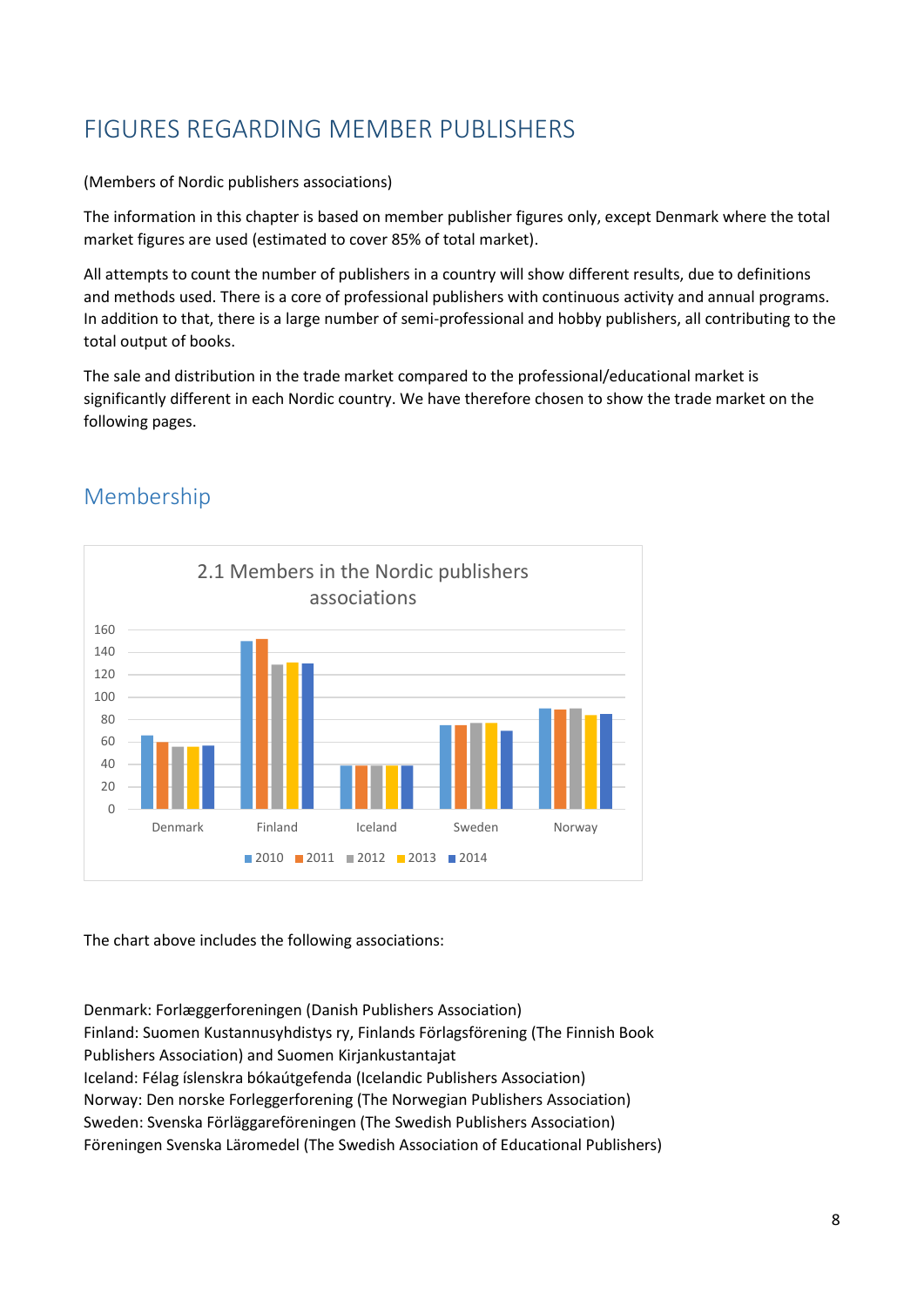# FIGURES REGARDING MEMBER PUBLISHERS

(Members of Nordic publishers associations)

The information in this chapter is based on member publisher figures only, except Denmark where the total market figures are used (estimated to cover 85% of total market).

All attempts to count the number of publishers in a country will show different results, due to definitions and methods used. There is a core of professional publishers with continuous activity and annual programs. In addition to that, there is a large number of semi-professional and hobby publishers, all contributing to the total output of books.

The sale and distribution in the trade market compared to the professional/educational market is significantly different in each Nordic country. We have therefore chosen to show the trade market on the following pages.

## Membership

2.1 Members in the Nordic publishers associations

The chart above includes the following associations:

Denmark: Forlæggerforeningen (Danish Publishers Association)
Finland: Suomen Kustannusyhdistys ry, Finlands Förlagsförening (The Finnish Book Publishers Association) and Suomen Kirjankustantajat
Iceland: Félag íslenskra bókaútgefenda (Icelandic Publishers Association)
Norway: Den norske Forleggerforening (The Norwegian Publishers Association)
Sweden: Svenska Förläggareföreningen (The Swedish Publishers Association)
Föreningen Svenska Läromedel (The Swedish Association of Educational Publishers)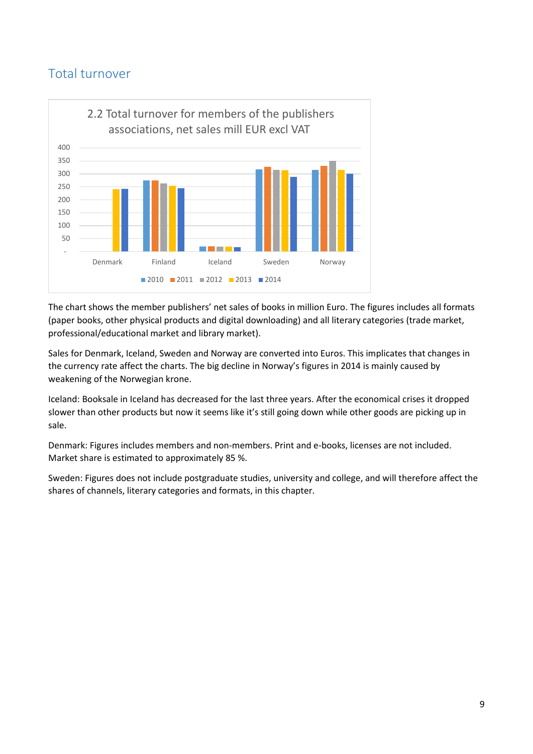## Total turnover

2.2 Total turnover for members of the publishers associations, net sales mill EUR excl VAT

The chart shows the member publishers' net sales of books in million Euro. The figures includes all formats (paper books, other physical products and digital downloading) and all literary categories (trade market, professional/educational market and library market).

Sales for Denmark, Iceland, Sweden and Norway are converted into Euros. This implicates that changes in the currency rate affect the charts. The big decline in Norway's figures in 2014 is mainly caused by weakening of the Norwegian krone.

Iceland: Booksale in Iceland has decreased for the last three years. After the economical crises it dropped slower than other products but now it seems like it's still going down while other goods are picking up in sale.

Denmark: Figures includes members and non-members. Print and e-books, licenses are not included. Market share is estimated to approximately 85 %.

Sweden: Figures does not include postgraduate studies, university and college, and will therefore affect the shares of channels, literary categories and formats, in this chapter.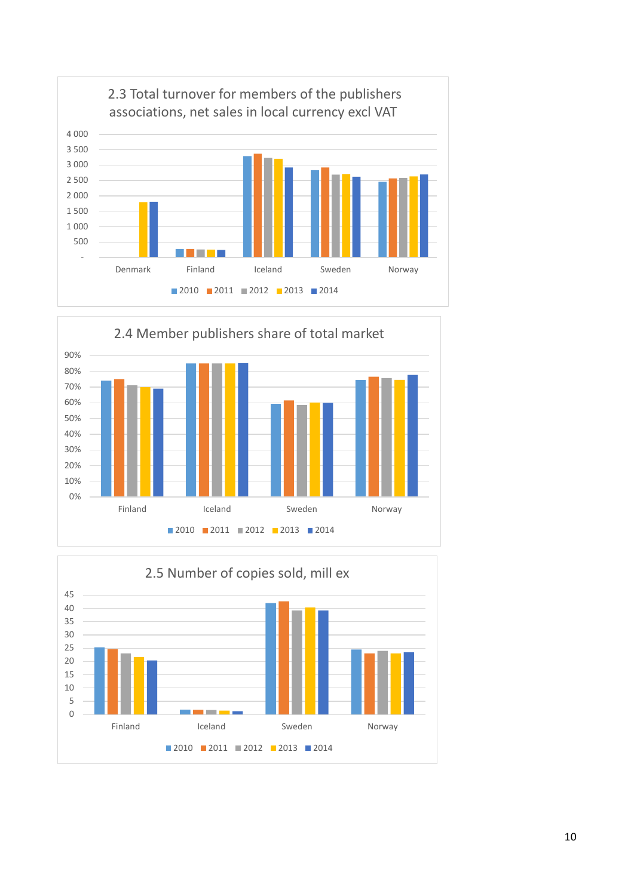## 2.3 Total turnover for members of the publishers associations, net sales in local currency excl VAT

4 000
3 500
3 000
2 500
2 000
1 500
1 000
500
-

Denmark Finland Iceland Sweden Norway

2010 2011 2012 2013 2014

## 2.4 Member publishers share of total market

90%
80%
70%
60%
50%
40%
30%
20%
10%
0%

Finland Iceland Sweden Norway

2010 2011 2012 2013 2014

## 2.5 Number of copies sold, mill ex

45
40
35
30
25
20
15
10
5
0

Finland Iceland Sweden Norway

2010 2011 2012 2013 2014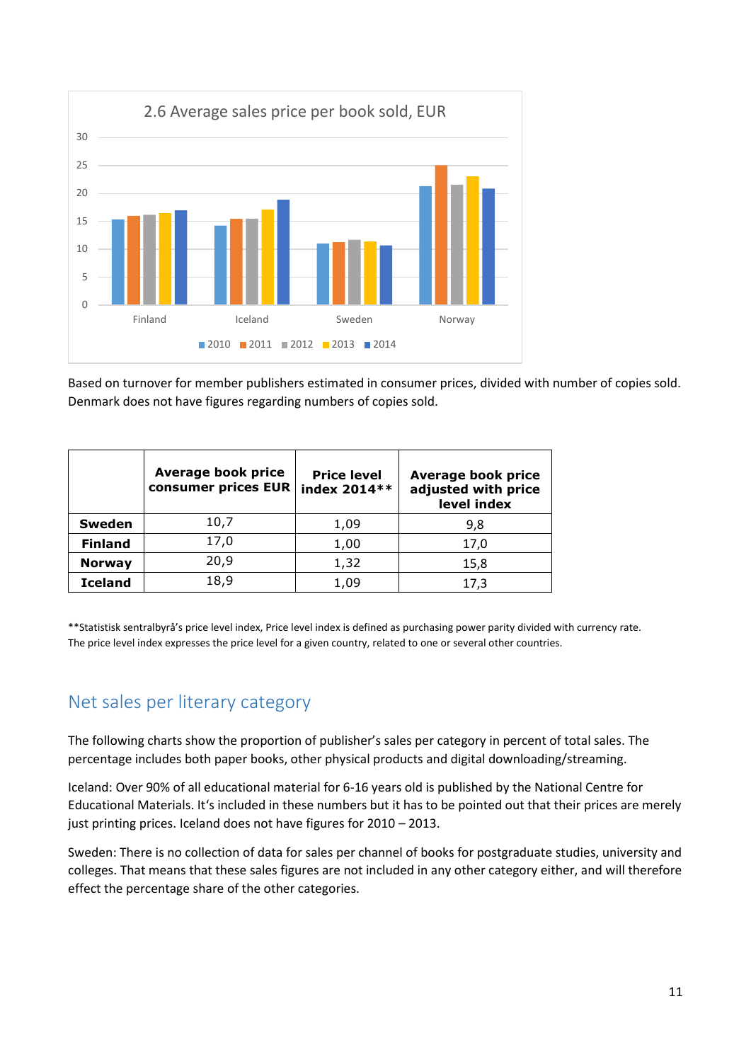2.6 Average sales price per book sold, EUR

Based on turnover for member publishers estimated in consumer prices, divided with number of copies sold. Denmark does not have figures regarding numbers of copies sold.

| | Average book price consumer prices EUR | Price level index 2014** | Average book price adjusted with price level index |
|---|---|---|---|
| **Sweden** | 10,7 | 1,09 | 9,8 |
| **Finland** | 17,0 | 1,00 | 17,0 |
| **Norway** | 20,9 | 1,32 | 15,8 |
| **Iceland** | 18,9 | 1,09 | 17,3 |

**Statistisk sentralbyrå's price level index, Price level index is defined as purchasing power parity divided with currency rate. The price level index expresses the price level for a given country, related to one or several other countries.

## Net sales per literary category

The following charts show the proportion of publisher's sales per category in percent of total sales. The percentage includes both paper books, other physical products and digital downloading/streaming.

Iceland: Over 90% of all educational material for 6-16 years old is published by the National Centre for Educational Materials. It's included in these numbers but it has to be pointed out that their prices are merely just printing prices. Iceland does not have figures for 2010 – 2013.

Sweden: There is no collection of data for sales per channel of books for postgraduate studies, university and colleges. That means that these sales figures are not included in any other category either, and will therefore effect the percentage share of the other categories.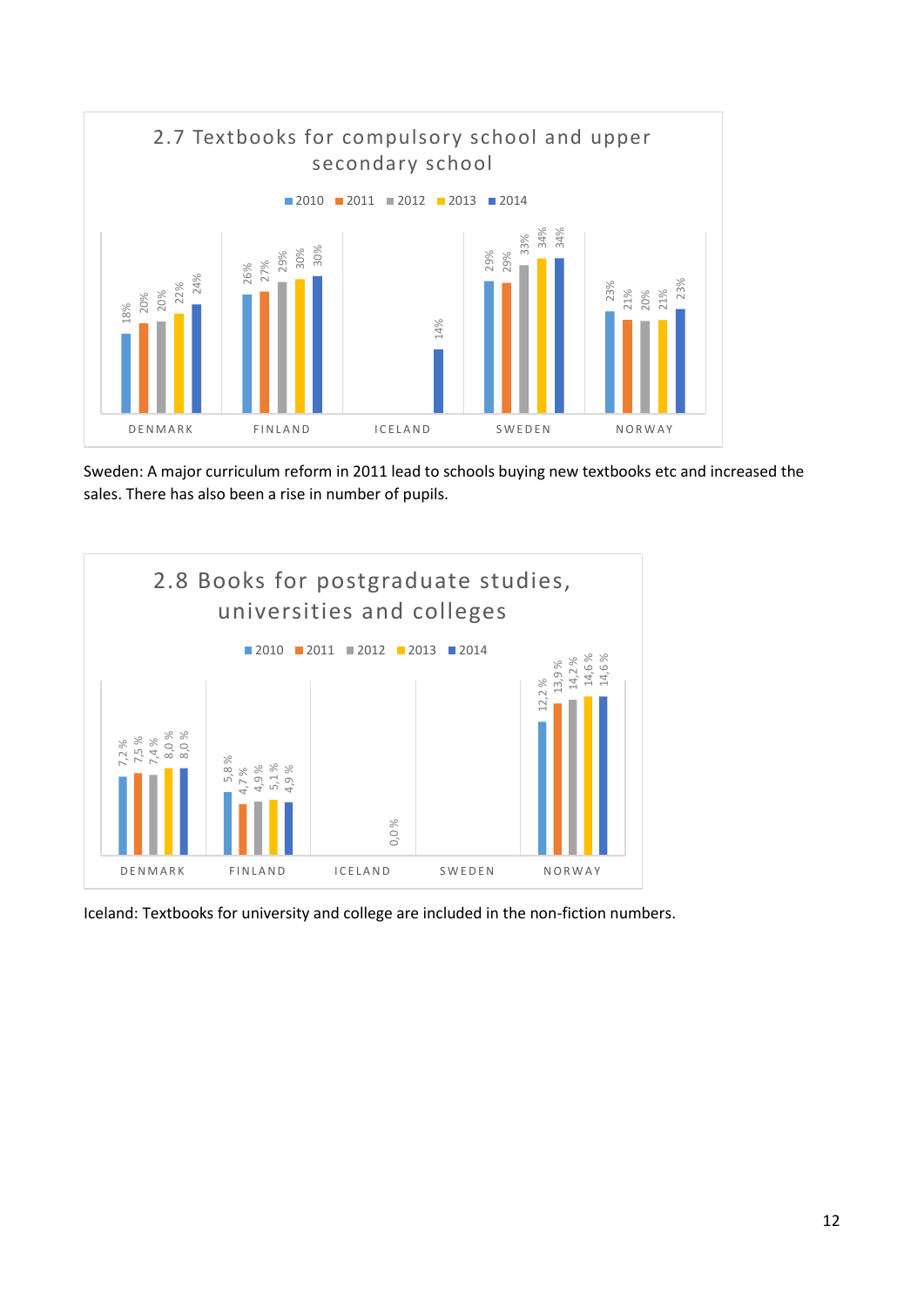## 2.7 Textbooks for compulsory school and upper secondary school

| | 2010 | 2011 | 2012 | 2013 | 2014 |
|---|---|---|---|---|---|
| DENMARK | 18% | 20% | 20% | 22% | 24% |
| FINLAND | 26% | 27% | 29% | 30% | 30% |
| ICELAND | | | | | 14% |
| SWEDEN | 29% | 29% | 33% | 34% | 34% |
| NORWAY | 23% | 21% | 20% | 21% | 23% |

Sweden: A major curriculum reform in 2011 lead to schools buying new textbooks etc and increased the sales. There has also been a rise in number of pupils.

## 2.8 Books for postgraduate studies, universities and colleges

| | 2010 | 2011 | 2012 | 2013 | 2014 |
|---|---|---|---|---|---|
| DENMARK | 7,2 % | 7,5 % | 7,4 % | 8,0 % | 8,0 % |
| FINLAND | 5,8 % | 4,7 % | 4,9 % | 5,1 % | 4,9 % |
| ICELAND | | | | | 0,0 % |
| SWEDEN | | | | | |
| NORWAY | 12,2 % | 13,9 % | 14,2 % | 14,6 % | 14,6 % |

Iceland: Textbooks for university and college are included in the non-fiction numbers.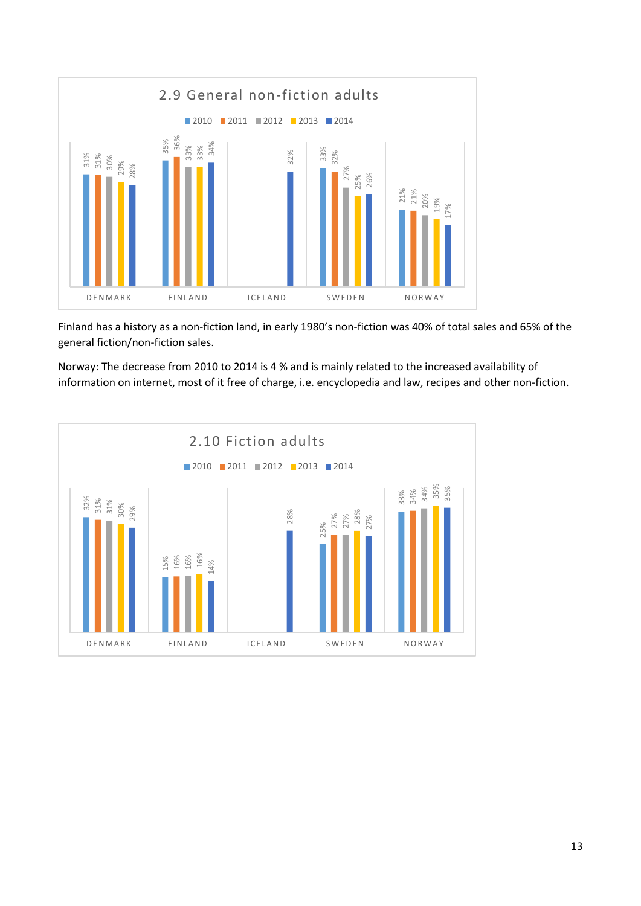## 2.9 General non-fiction adults

| | 2010 | 2011 | 2012 | 2013 | 2014 |
|---|---|---|---|---|---|
| DENMARK | 31% | 31% | 30% | 29% | 28% |
| FINLAND | 35% | 36% | 33% | 33% | 34% |
| ICELAND | | | | | 32% |
| SWEDEN | 33% | 32% | 27% | 25% | 26% |
| NORWAY | 21% | 21% | 20% | 19% | 17% |

Finland has a history as a non-fiction land, in early 1980's non-fiction was 40% of total sales and 65% of the general fiction/non-fiction sales.

Norway: The decrease from 2010 to 2014 is 4 % and is mainly related to the increased availability of information on internet, most of it free of charge, i.e. encyclopedia and law, recipes and other non-fiction.

## 2.10 Fiction adults

| | 2010 | 2011 | 2012 | 2013 | 2014 |
|---|---|---|---|---|---|
| DENMARK | 32% | 31% | 31% | 30% | 29% |
| FINLAND | 15% | 16% | 16% | 16% | 14% |
| ICELAND | | | | | 28% |
| SWEDEN | 25% | 27% | 27% | 28% | 27% |
| NORWAY | 33% | 34% | 34% | 35% | 35% |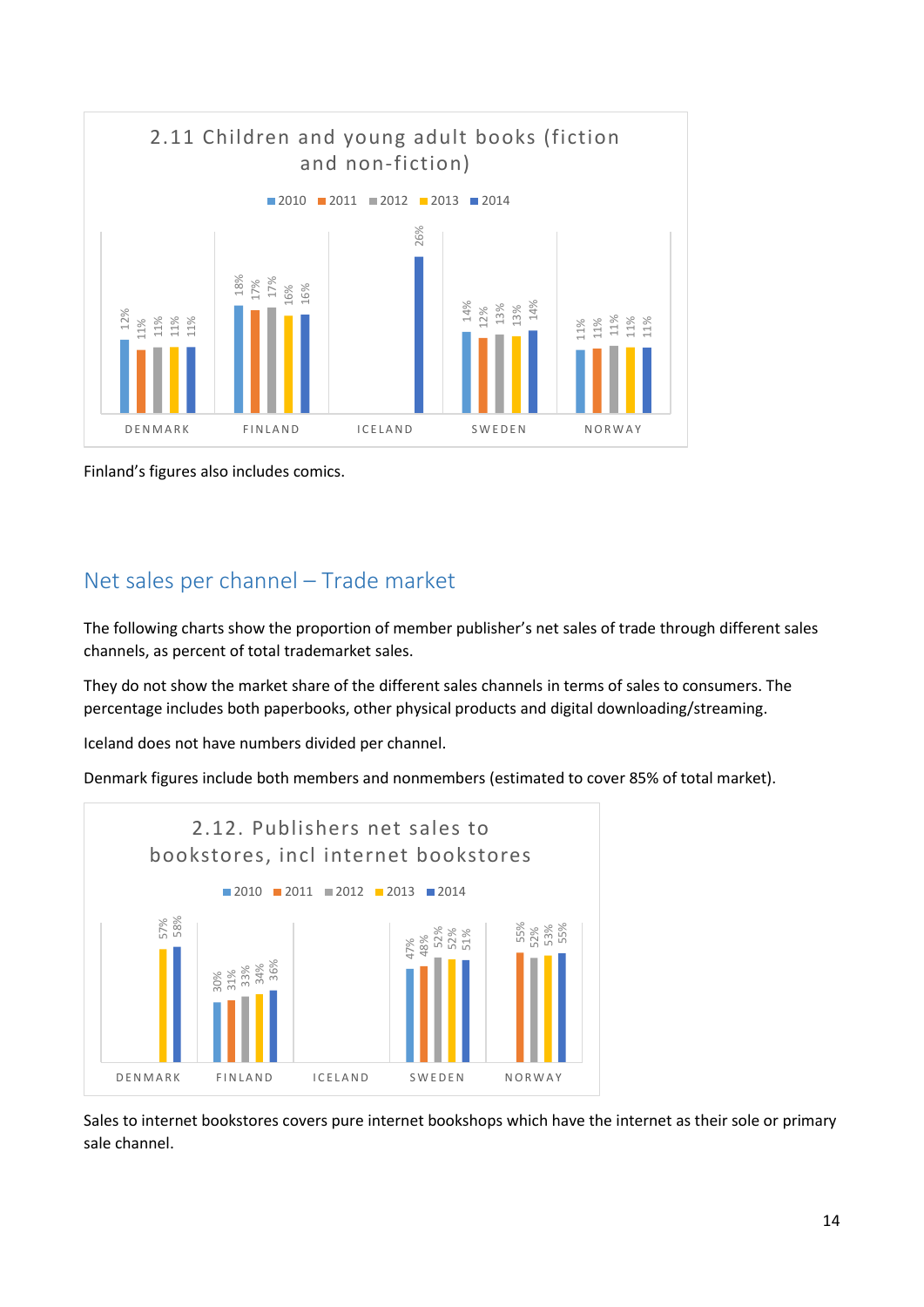## 2.11 Children and young adult books (fiction and non-fiction)

| | 2010 | 2011 | 2012 | 2013 | 2014 |
|---|---|---|---|---|---|
| DENMARK | 12% | 11% | 11% | 11% | 11% |
| FINLAND | 18% | 17% | 17% | 16% | 16% |
| ICELAND | | | | | 26% |
| SWEDEN | 14% | 12% | 13% | 13% | 14% |
| NORWAY | 11% | 11% | 11% | 11% | 11% |

Finland's figures also includes comics.

## Net sales per channel – Trade market

The following charts show the proportion of member publisher's net sales of trade through different sales channels, as percent of total trademarket sales.

They do not show the market share of the different sales channels in terms of sales to consumers. The percentage includes both paperbooks, other physical products and digital downloading/streaming.

Iceland does not have numbers divided per channel.

Denmark figures include both members and nonmembers (estimated to cover 85% of total market).

## 2.12. Publishers net sales to bookstores, incl internet bookstores

| | 2010 | 2011 | 2012 | 2013 | 2014 |
|---|---|---|---|---|---|
| DENMARK | | | | 57% | 58% |
| FINLAND | 30% | 31% | 33% | 34% | 36% |
| ICELAND | | | | | |
| SWEDEN | 47% | 48% | 52% | 52% | 51% |
| NORWAY | | 55% | 52% | 53% | 55% |

Sales to internet bookstores covers pure internet bookshops which have the internet as their sole or primary sale channel.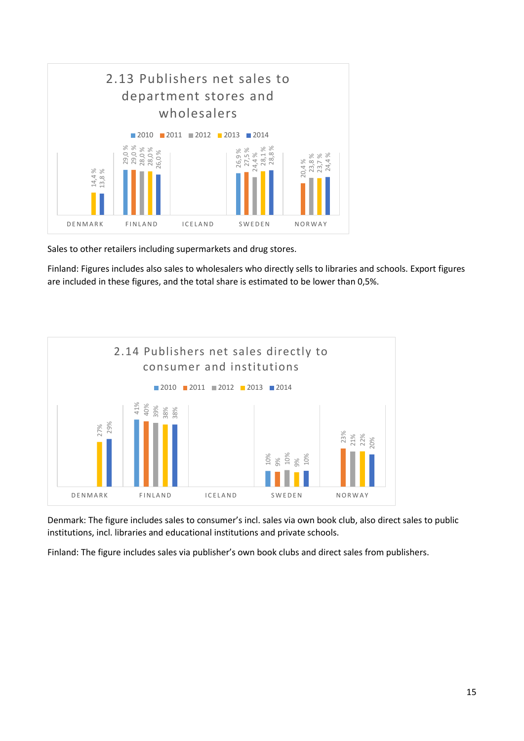## 2.13 Publishers net sales to department stores and wholesalers

| | 2010 | 2011 | 2012 | 2013 | 2014 |
|---|---|---|---|---|---|
| DENMARK | | | | 14,4 % | 13,8 % |
| FINLAND | 29,0 % | 29,0 % | 28,0 % | 28,0 % | 26,0 % |
| ICELAND | | | | | |
| SWEDEN | 26,9 % | 27,5 % | 24,4 % | 28,1 % | 28,8 % |
| NORWAY | | 20,4 % | 23,8 % | 23,7 % | 24,4 % |

Sales to other retailers including supermarkets and drug stores.

Finland: Figures includes also sales to wholesalers who directly sells to libraries and schools. Export figures are included in these figures, and the total share is estimated to be lower than 0,5%.

## 2.14 Publishers net sales directly to consumer and institutions

| | 2010 | 2011 | 2012 | 2013 | 2014 |
|---|---|---|---|---|---|
| DENMARK | | | | 27% | 29% |
| FINLAND | 41% | 40% | 39% | 38% | 38% |
| ICELAND | | | | | |
| SWEDEN | 10% | 9% | 10% | 9% | 10% |
| NORWAY | | 23% | 21% | 22% | 20% |

Denmark: The figure includes sales to consumer's incl. sales via own book club, also direct sales to public institutions, incl. libraries and educational institutions and private schools.

Finland: The figure includes sales via publisher's own book clubs and direct sales from publishers.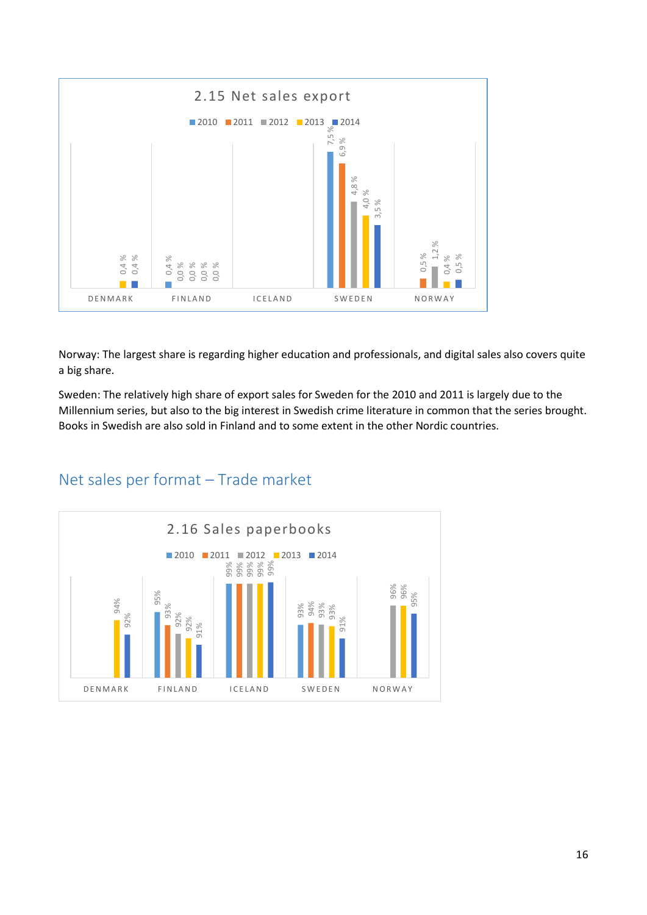2.15 Net sales export

| | 2010 | 2011 | 2012 | 2013 | 2014 |
|---|---|---|---|---|---|
| DENMARK | | | | 0,4 % | 0,4 % |
| FINLAND | 0,4 % | 0,0 % | 0,0 % | 0,0 % | 0,0 % |
| ICELAND | | | | | |
| SWEDEN | 7,5 % | 6,9 % | 4,8 % | 4,0 % | 3,5 % |
| NORWAY | | 0,5 % | 1,2 % | 0,4 % | 0,5 % |

Norway: The largest share is regarding higher education and professionals, and digital sales also covers quite a big share.

Sweden: The relatively high share of export sales for Sweden for the 2010 and 2011 is largely due to the Millennium series, but also to the big interest in Swedish crime literature in common that the series brought. Books in Swedish are also sold in Finland and to some extent in the other Nordic countries.

## Net sales per format – Trade market

2.16 Sales paperbooks

| | 2010 | 2011 | 2012 | 2013 | 2014 |
|---|---|---|---|---|---|
| DENMARK | | | | 94% | 92% |
| FINLAND | 95% | 93% | 92% | 92% | 91% |
| ICELAND | 99% | 99% | 99% | 99% | 99% |
| SWEDEN | 93% | 94% | 93% | 93% | 91% |
| NORWAY | | | 96% | 96% | 95% |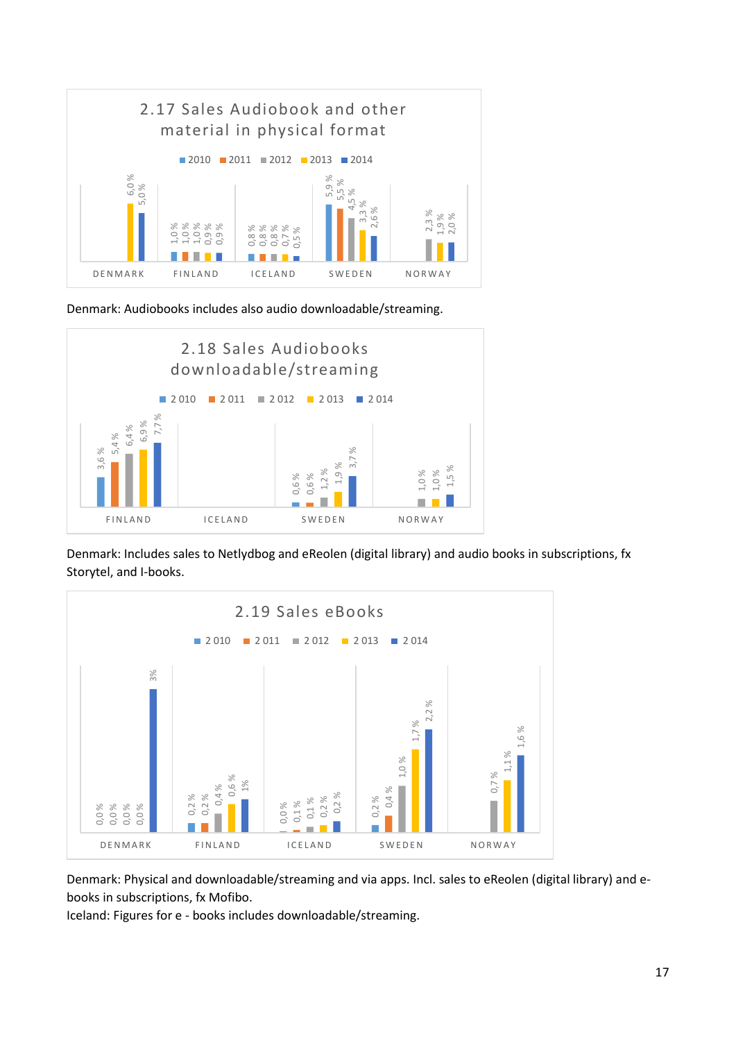## 2.17 Sales Audiobook and other material in physical format

| | 2010 | 2011 | 2012 | 2013 | 2014 |
|---|---|---|---|---|---|
| DENMARK | | | | 6,0 % | 5,0 % |
| FINLAND | 1,0 % | 1,0 % | 1,0 % | 0,9 % | 0,9 % |
| ICELAND | 0,8 % | 0,8 % | 0,8 % | 0,7 % | 0,5 % |
| SWEDEN | 5,9 % | 5,5 % | 4,5 % | 3,3 % | 2,6 % |
| NORWAY | | | 2,3 % | 1,9 % | 2,0 % |

Denmark: Audiobooks includes also audio downloadable/streaming.

## 2.18 Sales Audiobooks downloadable/streaming

| | 2 010 | 2 011 | 2 012 | 2 013 | 2 014 |
|---|---|---|---|---|---|
| FINLAND | 3,6 % | 5,4 % | 6,4 % | 6,9 % | 7,7 % |
| ICELAND | | | | | |
| SWEDEN | 0,6 % | 0,6 % | 1,2 % | 1,9 % | 3,7 % |
| NORWAY | | | 1,0 % | 1,0 % | 1,5 % |

Denmark: Includes sales to Netlydbog and eReolen (digital library) and audio books in subscriptions, fx Storytel, and I-books.

## 2.19 Sales eBooks

| | 2 010 | 2 011 | 2 012 | 2 013 | 2 014 |
|---|---|---|---|---|---|
| DENMARK | 0,0 % | 0,0 % | 0,0 % | 0,0 % | 3% |
| FINLAND | 0,2 % | 0,2 % | 0,4 % | 0,6 % | 1% |
| ICELAND | 0,0 % | 0,1 % | 0,1 % | 0,2 % | 0,2 % |
| SWEDEN | 0,2 % | 0,4 % | 1,0 % | 1,7 % | 2,2 % |
| NORWAY | | | 0,7 % | 1,1 % | 1,6 % |

Denmark: Physical and downloadable/streaming and via apps. Incl. sales to eReolen (digital library) and e-books in subscriptions, fx Mofibo.
Iceland: Figures for e - books includes downloadable/streaming.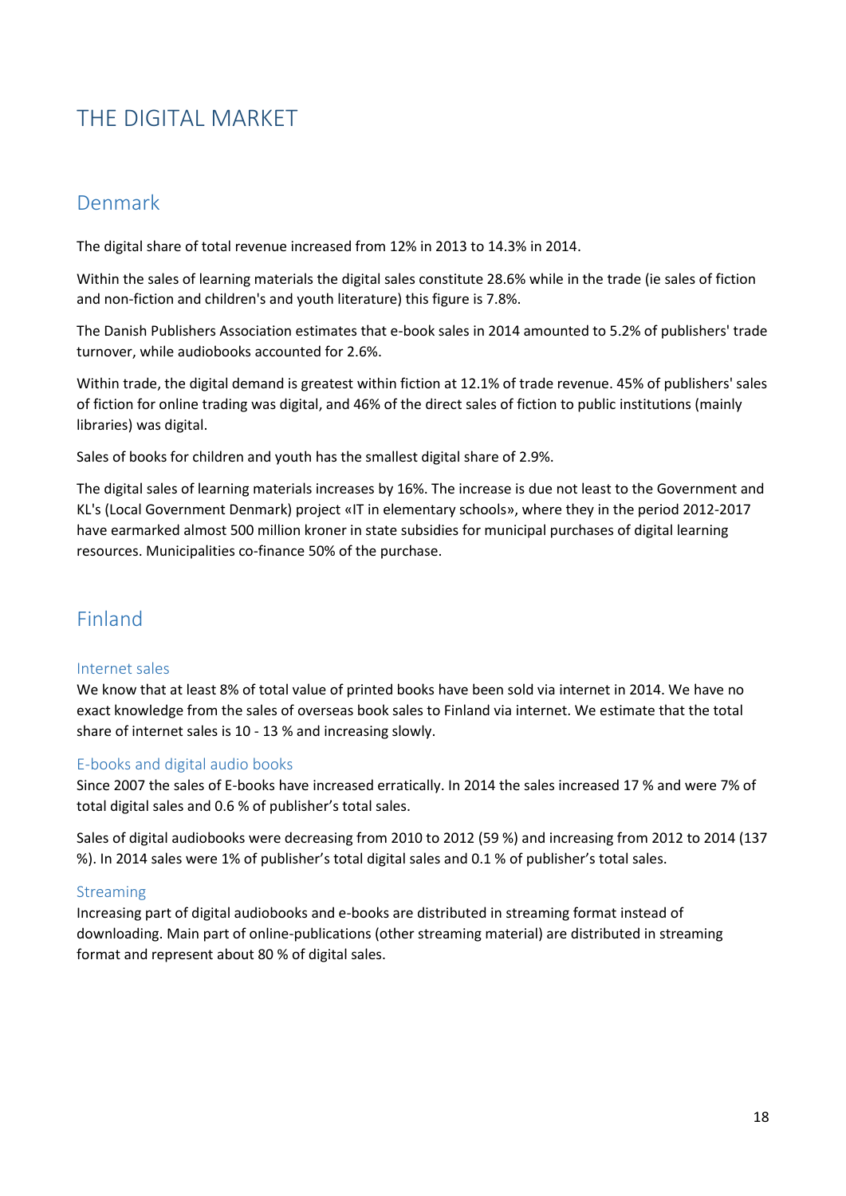# THE DIGITAL MARKET

## Denmark

The digital share of total revenue increased from 12% in 2013 to 14.3% in 2014.

Within the sales of learning materials the digital sales constitute 28.6% while in the trade (ie sales of fiction and non-fiction and children's and youth literature) this figure is 7.8%.

The Danish Publishers Association estimates that e-book sales in 2014 amounted to 5.2% of publishers' trade turnover, while audiobooks accounted for 2.6%.

Within trade, the digital demand is greatest within fiction at 12.1% of trade revenue. 45% of publishers' sales of fiction for online trading was digital, and 46% of the direct sales of fiction to public institutions (mainly libraries) was digital.

Sales of books for children and youth has the smallest digital share of 2.9%.

The digital sales of learning materials increases by 16%. The increase is due not least to the Government and KL's (Local Government Denmark) project «IT in elementary schools», where they in the period 2012-2017 have earmarked almost 500 million kroner in state subsidies for municipal purchases of digital learning resources. Municipalities co-finance 50% of the purchase.

## Finland

### Internet sales

We know that at least 8% of total value of printed books have been sold via internet in 2014. We have no exact knowledge from the sales of overseas book sales to Finland via internet. We estimate that the total share of internet sales is 10 - 13 % and increasing slowly.

### E-books and digital audio books

Since 2007 the sales of E-books have increased erratically. In 2014 the sales increased 17 % and were 7% of total digital sales and 0.6 % of publisher's total sales.

Sales of digital audiobooks were decreasing from 2010 to 2012 (59 %) and increasing from 2012 to 2014 (137 %). In 2014 sales were 1% of publisher's total digital sales and 0.1 % of publisher's total sales.

### Streaming

Increasing part of digital audiobooks and e-books are distributed in streaming format instead of downloading. Main part of online-publications (other streaming material) are distributed in streaming format and represent about 80 % of digital sales.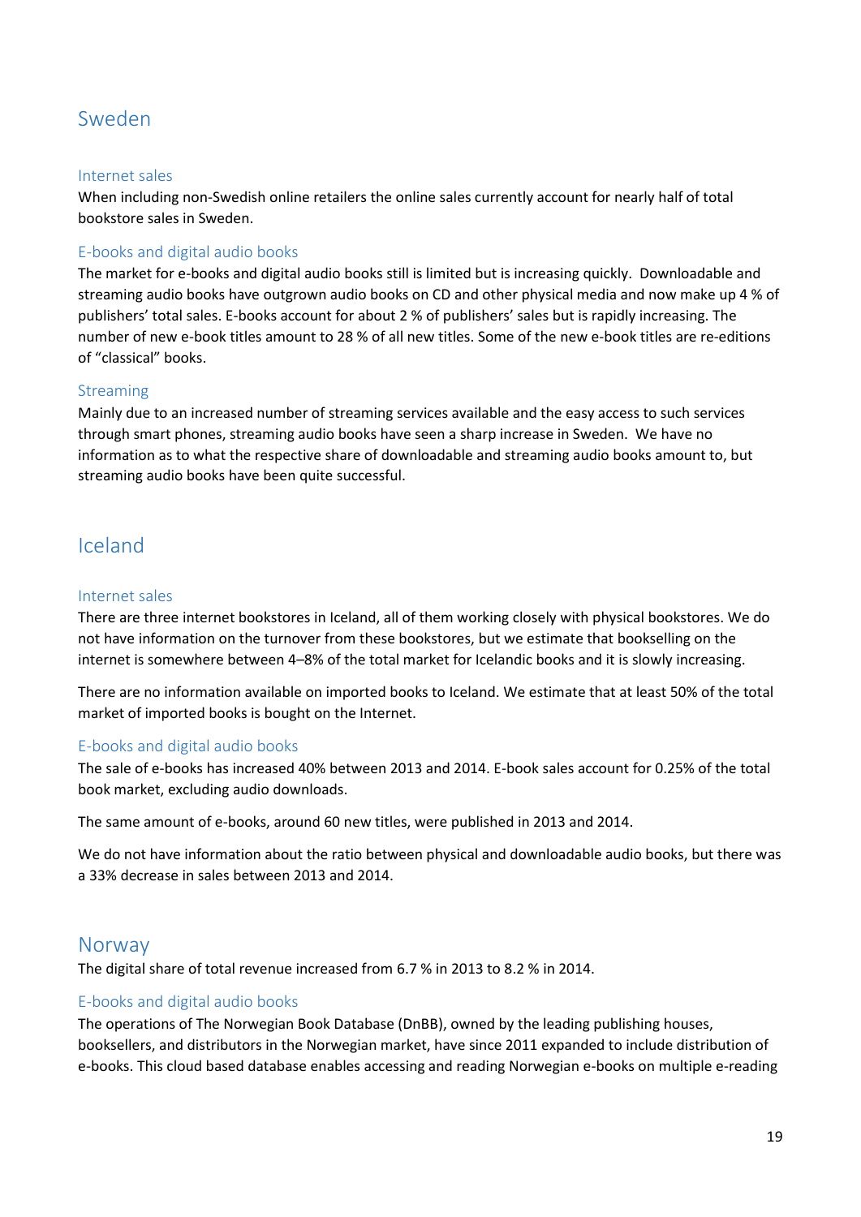## Sweden

### Internet sales

When including non-Swedish online retailers the online sales currently account for nearly half of total bookstore sales in Sweden.

### E-books and digital audio books

The market for e-books and digital audio books still is limited but is increasing quickly. Downloadable and streaming audio books have outgrown audio books on CD and other physical media and now make up 4 % of publishers' total sales. E-books account for about 2 % of publishers' sales but is rapidly increasing. The number of new e-book titles amount to 28 % of all new titles. Some of the new e-book titles are re-editions of "classical" books.

### Streaming

Mainly due to an increased number of streaming services available and the easy access to such services through smart phones, streaming audio books have seen a sharp increase in Sweden. We have no information as to what the respective share of downloadable and streaming audio books amount to, but streaming audio books have been quite successful.

## Iceland

### Internet sales

There are three internet bookstores in Iceland, all of them working closely with physical bookstores. We do not have information on the turnover from these bookstores, but we estimate that bookselling on the internet is somewhere between 4–8% of the total market for Icelandic books and it is slowly increasing.

There are no information available on imported books to Iceland. We estimate that at least 50% of the total market of imported books is bought on the Internet.

### E-books and digital audio books

The sale of e-books has increased 40% between 2013 and 2014. E-book sales account for 0.25% of the total book market, excluding audio downloads.

The same amount of e-books, around 60 new titles, were published in 2013 and 2014.

We do not have information about the ratio between physical and downloadable audio books, but there was a 33% decrease in sales between 2013 and 2014.

## Norway

The digital share of total revenue increased from 6.7 % in 2013 to 8.2 % in 2014.

### E-books and digital audio books

The operations of The Norwegian Book Database (DnBB), owned by the leading publishing houses, booksellers, and distributors in the Norwegian market, have since 2011 expanded to include distribution of e-books. This cloud based database enables accessing and reading Norwegian e-books on multiple e-reading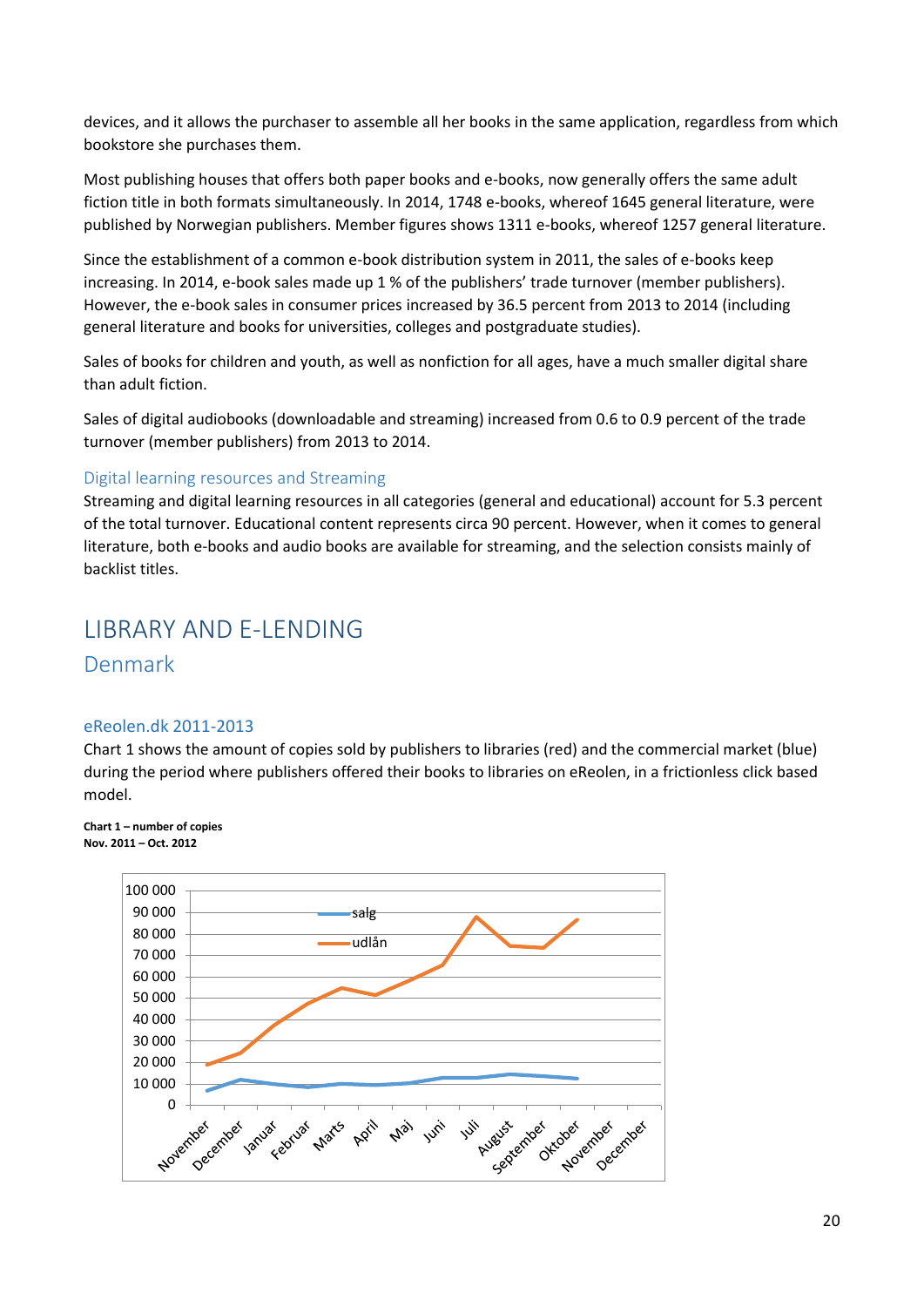devices, and it allows the purchaser to assemble all her books in the same application, regardless from which bookstore she purchases them.

Most publishing houses that offers both paper books and e-books, now generally offers the same adult fiction title in both formats simultaneously. In 2014, 1748 e-books, whereof 1645 general literature, were published by Norwegian publishers. Member figures shows 1311 e-books, whereof 1257 general literature.

Since the establishment of a common e-book distribution system in 2011, the sales of e-books keep increasing. In 2014, e-book sales made up 1 % of the publishers' trade turnover (member publishers). However, the e-book sales in consumer prices increased by 36.5 percent from 2013 to 2014 (including general literature and books for universities, colleges and postgraduate studies).

Sales of books for children and youth, as well as nonfiction for all ages, have a much smaller digital share than adult fiction.

Sales of digital audiobooks (downloadable and streaming) increased from 0.6 to 0.9 percent of the trade turnover (member publishers) from 2013 to 2014.

### Digital learning resources and Streaming

Streaming and digital learning resources in all categories (general and educational) account for 5.3 percent of the total turnover. Educational content represents circa 90 percent. However, when it comes to general literature, both e-books and audio books are available for streaming, and the selection consists mainly of backlist titles.

# LIBRARY AND E-LENDING

## Denmark

### eReolen.dk 2011-2013

Chart 1 shows the amount of copies sold by publishers to libraries (red) and the commercial market (blue) during the period where publishers offered their books to libraries on eReolen, in a frictionless click based model.

**Chart 1 – number of copies**
**Nov. 2011 – Oct. 2012**

| | November | December | Januar | Februar | Marts | April | Maj | Juni | Juli | August | September | Oktober | November | December |
|---|---|---|---|---|---|---|---|---|---|---|---|---|---|---|
| salg | ~7 000 | ~12 000 | ~10 000 | ~8 500 | ~10 000 | ~9 500 | ~10 500 | ~13 000 | ~13 000 | ~14 500 | ~13 500 | ~12 500 | | |
| udlån | ~19 000 | ~24 000 | ~37 000 | ~47 000 | ~55 000 | ~51 000 | ~58 000 | ~65 000 | ~88 000 | ~75 000 | ~74 000 | ~87 000 | | |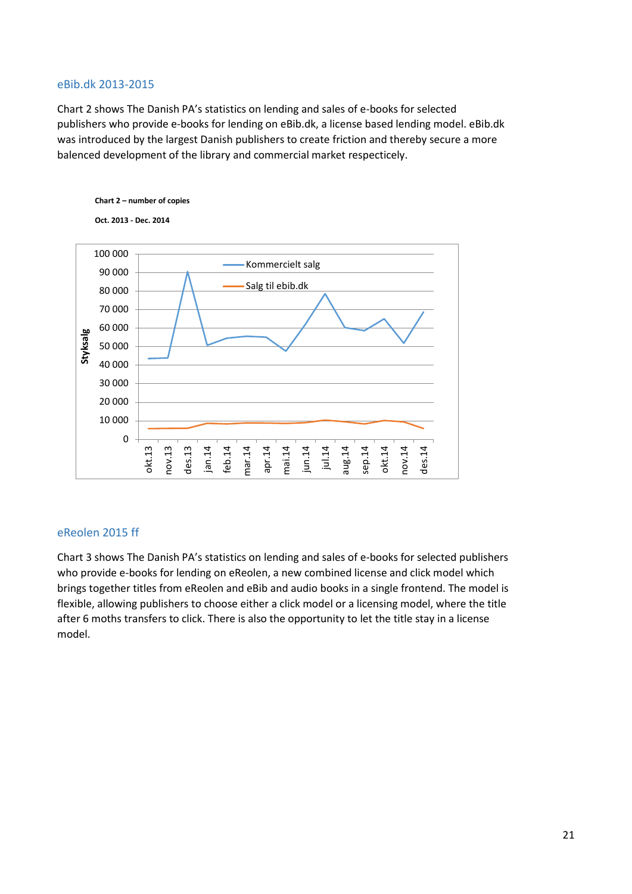## eBib.dk 2013-2015

Chart 2 shows The Danish PA's statistics on lending and sales of e-books for selected publishers who provide e-books for lending on eBib.dk, a license based lending model. eBib.dk was introduced by the largest Danish publishers to create friction and thereby secure a more balenced development of the library and commercial market respecticely.

**Chart 2 – number of copies**

**Oct. 2013 - Dec. 2014**

## eReolen 2015 ff

Chart 3 shows The Danish PA's statistics on lending and sales of e-books for selected publishers who provide e-books for lending on eReolen, a new combined license and click model which brings together titles from eReolen and eBib and audio books in a single frontend. The model is flexible, allowing publishers to choose either a click model or a licensing model, where the title after 6 moths transfers to click. There is also the opportunity to let the title stay in a license model.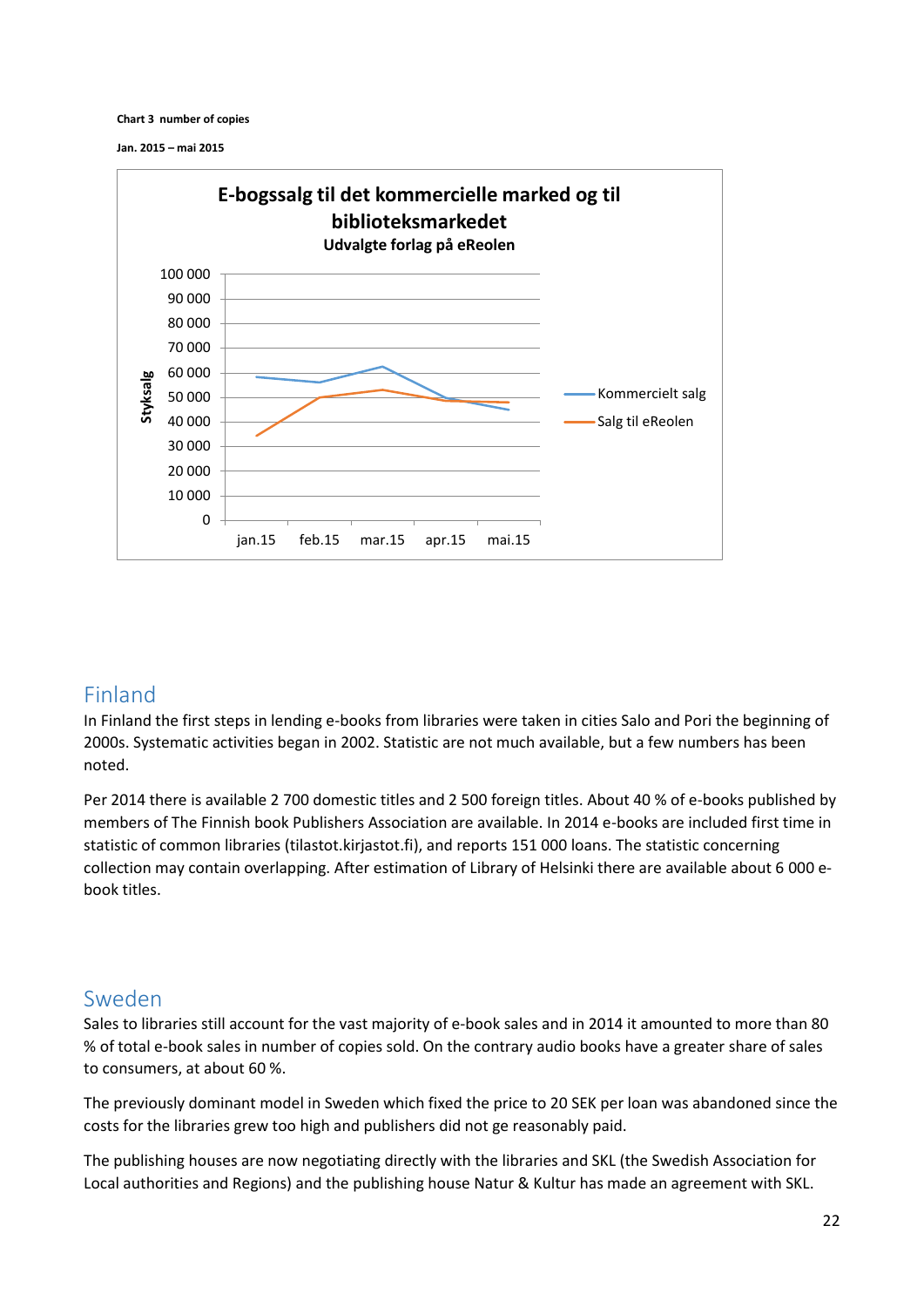**Chart 3 number of copies**

**Jan. 2015 – mai 2015**

**E-bogssalg til det kommercielle marked og til biblioteksmarkedet**
**Udvalgte forlag på eReolen**

## Finland

In Finland the first steps in lending e-books from libraries were taken in cities Salo and Pori the beginning of 2000s. Systematic activities began in 2002. Statistic are not much available, but a few numbers has been noted.

Per 2014 there is available 2 700 domestic titles and 2 500 foreign titles. About 40 % of e-books published by members of The Finnish book Publishers Association are available. In 2014 e-books are included first time in statistic of common libraries (tilastot.kirjastot.fi), and reports 151 000 loans. The statistic concerning collection may contain overlapping. After estimation of Library of Helsinki there are available about 6 000 e-book titles.

## Sweden

Sales to libraries still account for the vast majority of e-book sales and in 2014 it amounted to more than 80 % of total e-book sales in number of copies sold. On the contrary audio books have a greater share of sales to consumers, at about 60 %.

The previously dominant model in Sweden which fixed the price to 20 SEK per loan was abandoned since the costs for the libraries grew too high and publishers did not ge reasonably paid.

The publishing houses are now negotiating directly with the libraries and SKL (the Swedish Association for Local authorities and Regions) and the publishing house Natur & Kultur has made an agreement with SKL.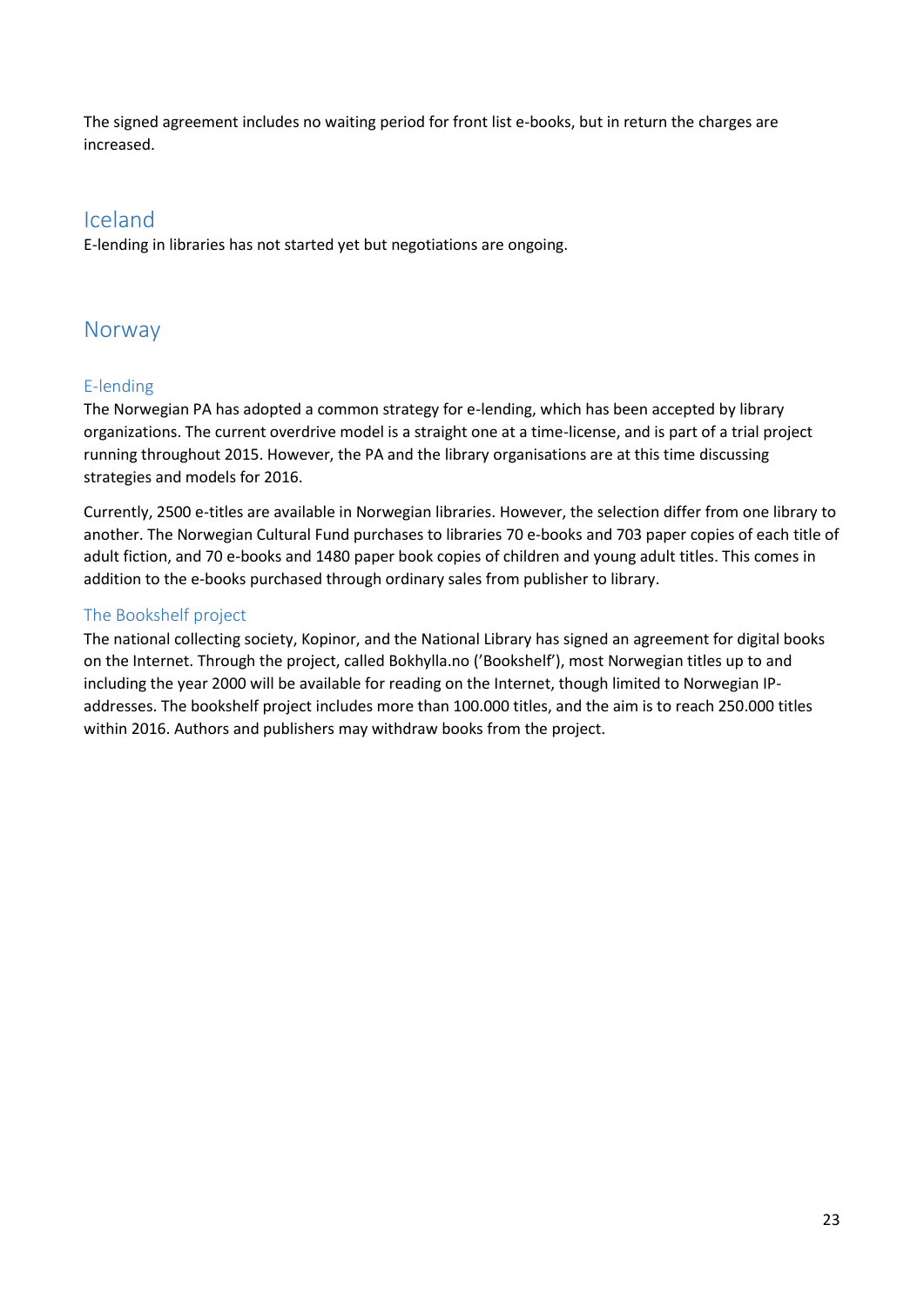The signed agreement includes no waiting period for front list e-books, but in return the charges are increased.

## Iceland

E-lending in libraries has not started yet but negotiations are ongoing.

## Norway

### E-lending

The Norwegian PA has adopted a common strategy for e-lending, which has been accepted by library organizations. The current overdrive model is a straight one at a time-license, and is part of a trial project running throughout 2015. However, the PA and the library organisations are at this time discussing strategies and models for 2016.

Currently, 2500 e-titles are available in Norwegian libraries. However, the selection differ from one library to another. The Norwegian Cultural Fund purchases to libraries 70 e-books and 703 paper copies of each title of adult fiction, and 70 e-books and 1480 paper book copies of children and young adult titles. This comes in addition to the e-books purchased through ordinary sales from publisher to library.

### The Bookshelf project

The national collecting society, Kopinor, and the National Library has signed an agreement for digital books on the Internet. Through the project, called Bokhylla.no ('Bookshelf'), most Norwegian titles up to and including the year 2000 will be available for reading on the Internet, though limited to Norwegian IP-addresses. The bookshelf project includes more than 100.000 titles, and the aim is to reach 250.000 titles within 2016. Authors and publishers may withdraw books from the project.